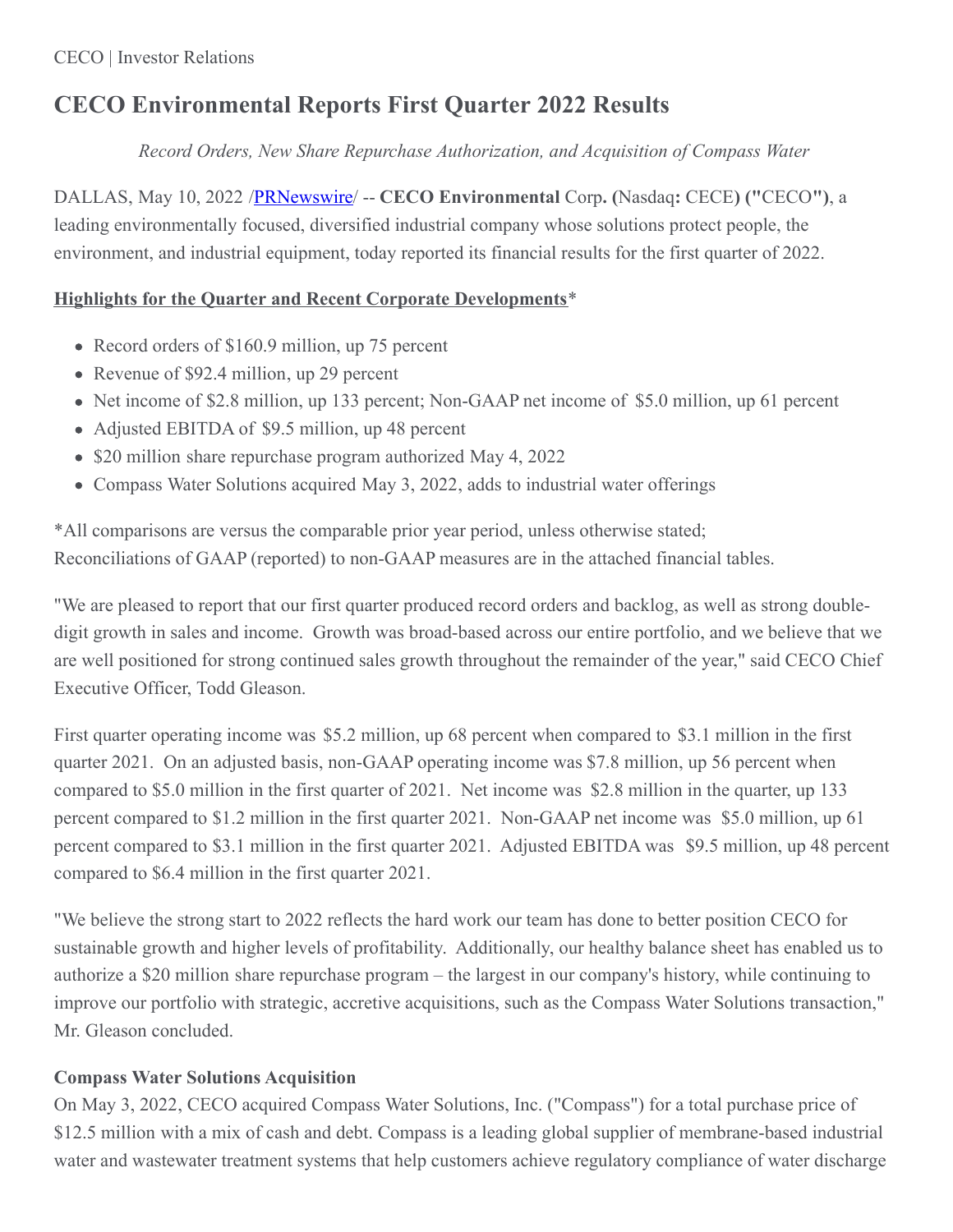CECO | Investor Relations

# CECO Environmental Reports First Quarter 2022 Results

*Record Orders, New Share Repurchase Authorization, and Acquisition of Compass Water*

DALLAS, May 10, 2022 /PRNewswire/ -- **CECO Environmental** Corp**.** **(**Nasdaq**:** CECE**)** **("**CECO**")**, a leading environmentally focused, diversified industrial company whose solutions protect people, the environment, and industrial equipment, today reported its financial results for the first quarter of 2022.

**Highlights for the Quarter and Recent Corporate Developments***

- Record orders of $160.9 million, up 75 percent
- Revenue of $92.4 million, up 29 percent
- Net income of $2.8 million, up 133 percent; Non-GAAP net income of $5.0 million, up 61 percent
- Adjusted EBITDA of $9.5 million, up 48 percent
- $20 million share repurchase program authorized May 4, 2022
- Compass Water Solutions acquired May 3, 2022, adds to industrial water offerings

*All comparisons are versus the comparable prior year period, unless otherwise stated; Reconciliations of GAAP (reported) to non-GAAP measures are in the attached financial tables.

"We are pleased to report that our first quarter produced record orders and backlog, as well as strong double-digit growth in sales and income. Growth was broad-based across our entire portfolio, and we believe that we are well positioned for strong continued sales growth throughout the remainder of the year," said CECO Chief Executive Officer, Todd Gleason.

First quarter operating income was $5.2 million, up 68 percent when compared to $3.1 million in the first quarter 2021. On an adjusted basis, non-GAAP operating income was $7.8 million, up 56 percent when compared to $5.0 million in the first quarter of 2021. Net income was $2.8 million in the quarter, up 133 percent compared to $1.2 million in the first quarter 2021. Non-GAAP net income was $5.0 million, up 61 percent compared to $3.1 million in the first quarter 2021. Adjusted EBITDA was $9.5 million, up 48 percent compared to $6.4 million in the first quarter 2021.

"We believe the strong start to 2022 reflects the hard work our team has done to better position CECO for sustainable growth and higher levels of profitability. Additionally, our healthy balance sheet has enabled us to authorize a $20 million share repurchase program – the largest in our company's history, while continuing to improve our portfolio with strategic, accretive acquisitions, such as the Compass Water Solutions transaction," Mr. Gleason concluded.

**Compass Water Solutions Acquisition**

On May 3, 2022, CECO acquired Compass Water Solutions, Inc. ("Compass") for a total purchase price of $12.5 million with a mix of cash and debt. Compass is a leading global supplier of membrane-based industrial water and wastewater treatment systems that help customers achieve regulatory compliance of water discharge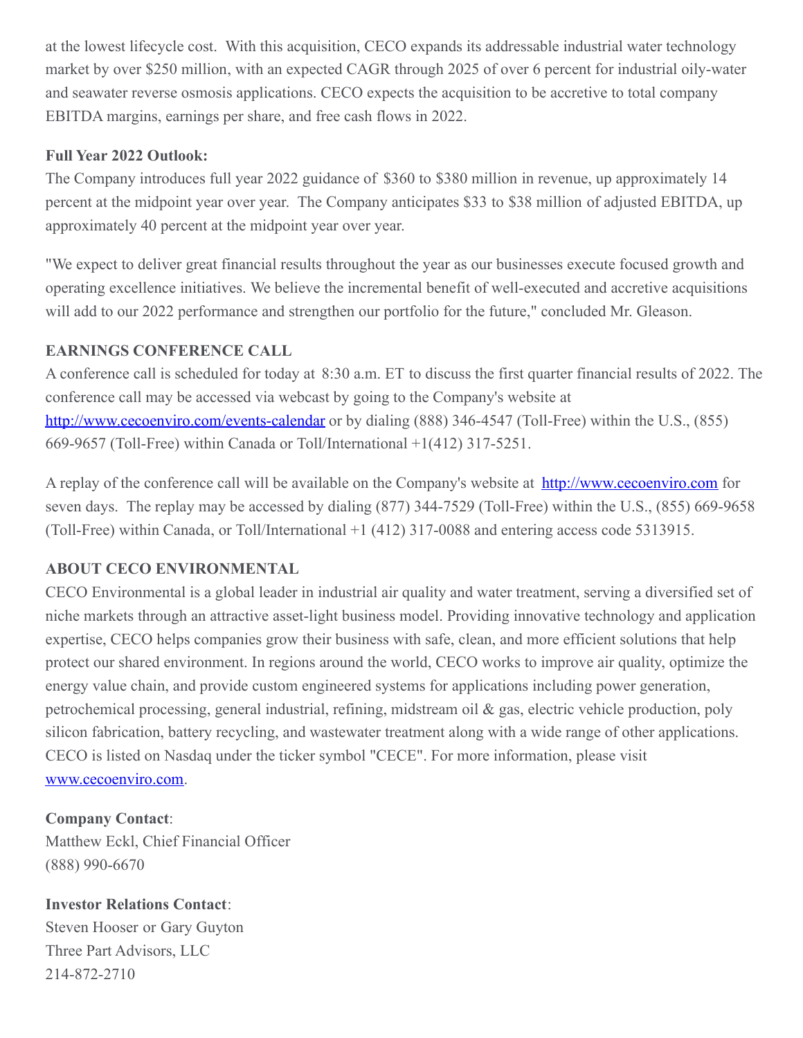at the lowest lifecycle cost.  With this acquisition, CECO expands its addressable industrial water technology market by over $250 million, with an expected CAGR through 2025 of over 6 percent for industrial oily-water and seawater reverse osmosis applications. CECO expects the acquisition to be accretive to total company EBITDA margins, earnings per share, and free cash flows in 2022.

**Full Year 2022 Outlook:**
The Company introduces full year 2022 guidance of $360 to $380 million in revenue, up approximately 14 percent at the midpoint year over year.  The Company anticipates $33 to $38 million of adjusted EBITDA, up approximately 40 percent at the midpoint year over year.

"We expect to deliver great financial results throughout the year as our businesses execute focused growth and operating excellence initiatives. We believe the incremental benefit of well-executed and accretive acquisitions will add to our 2022 performance and strengthen our portfolio for the future," concluded Mr. Gleason.

**EARNINGS CONFERENCE CALL**
A conference call is scheduled for today at 8:30 a.m. ET to discuss the first quarter financial results of 2022. The conference call may be accessed via webcast by going to the Company's website at [http://www.cecoenviro.com/events-calendar](http://www.cecoenviro.com/events-calendar) or by dialing (888) 346-4547 (Toll-Free) within the U.S., (855) 669-9657 (Toll-Free) within Canada or Toll/International +1(412) 317-5251.

A replay of the conference call will be available on the Company's website at [http://www.cecoenviro.com](http://www.cecoenviro.com) for seven days.  The replay may be accessed by dialing (877) 344-7529 (Toll-Free) within the U.S., (855) 669-9658 (Toll-Free) within Canada, or Toll/International +1 (412) 317-0088 and entering access code 5313915.

**ABOUT CECO ENVIRONMENTAL**
CECO Environmental is a global leader in industrial air quality and water treatment, serving a diversified set of niche markets through an attractive asset-light business model. Providing innovative technology and application expertise, CECO helps companies grow their business with safe, clean, and more efficient solutions that help protect our shared environment. In regions around the world, CECO works to improve air quality, optimize the energy value chain, and provide custom engineered systems for applications including power generation, petrochemical processing, general industrial, refining, midstream oil & gas, electric vehicle production, poly silicon fabrication, battery recycling, and wastewater treatment along with a wide range of other applications. CECO is listed on Nasdaq under the ticker symbol "CECE". For more information, please visit [www.cecoenviro.com](http://www.cecoenviro.com).

**Company Contact**:
Matthew Eckl, Chief Financial Officer
(888) 990-6670

**Investor Relations Contact**:
Steven Hooser or Gary Guyton
Three Part Advisors, LLC
214-872-2710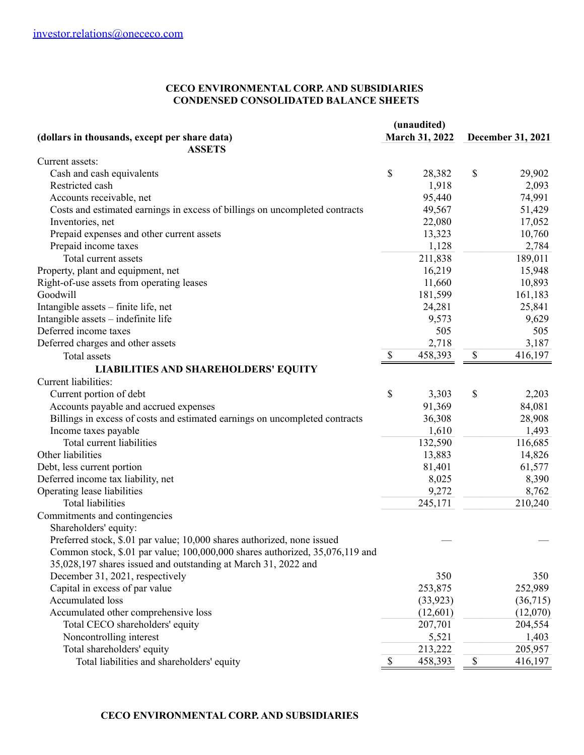investor.relations@onececo.com

**CECO ENVIRONMENTAL CORP. AND SUBSIDIARIES**
**CONDENSED CONSOLIDATED BALANCE SHEETS**

| (dollars in thousands, except per share data) | (unaudited) March 31, 2022 | December 31, 2021 |
|---|---|---|
| **ASSETS** | | |
| Current assets: | | |
| Cash and cash equivalents | $ 28,382 | $ 29,902 |
| Restricted cash | 1,918 | 2,093 |
| Accounts receivable, net | 95,440 | 74,991 |
| Costs and estimated earnings in excess of billings on uncompleted contracts | 49,567 | 51,429 |
| Inventories, net | 22,080 | 17,052 |
| Prepaid expenses and other current assets | 13,323 | 10,760 |
| Prepaid income taxes | 1,128 | 2,784 |
| Total current assets | 211,838 | 189,011 |
| Property, plant and equipment, net | 16,219 | 15,948 |
| Right-of-use assets from operating leases | 11,660 | 10,893 |
| Goodwill | 181,599 | 161,183 |
| Intangible assets – finite life, net | 24,281 | 25,841 |
| Intangible assets – indefinite life | 9,573 | 9,629 |
| Deferred income taxes | 505 | 505 |
| Deferred charges and other assets | 2,718 | 3,187 |
| Total assets | $ 458,393 | $ 416,197 |
| **LIABILITIES AND SHAREHOLDERS' EQUITY** | | |
| Current liabilities: | | |
| Current portion of debt | $ 3,303 | $ 2,203 |
| Accounts payable and accrued expenses | 91,369 | 84,081 |
| Billings in excess of costs and estimated earnings on uncompleted contracts | 36,308 | 28,908 |
| Income taxes payable | 1,610 | 1,493 |
| Total current liabilities | 132,590 | 116,685 |
| Other liabilities | 13,883 | 14,826 |
| Debt, less current portion | 81,401 | 61,577 |
| Deferred income tax liability, net | 8,025 | 8,390 |
| Operating lease liabilities | 9,272 | 8,762 |
| Total liabilities | 245,171 | 210,240 |
| Commitments and contingencies | | |
| Shareholders' equity: | | |
| Preferred stock, $.01 par value; 10,000 shares authorized, none issued | — | — |
| Common stock, $.01 par value; 100,000,000 shares authorized, 35,076,119 and 35,028,197 shares issued and outstanding at March 31, 2022 and December 31, 2021, respectively | 350 | 350 |
| Capital in excess of par value | 253,875 | 252,989 |
| Accumulated loss | (33,923) | (36,715) |
| Accumulated other comprehensive loss | (12,601) | (12,070) |
| Total CECO shareholders' equity | 207,701 | 204,554 |
| Noncontrolling interest | 5,521 | 1,403 |
| Total shareholders' equity | 213,222 | 205,957 |
| Total liabilities and shareholders' equity | $ 458,393 | $ 416,197 |

**CECO ENVIRONMENTAL CORP. AND SUBSIDIARIES**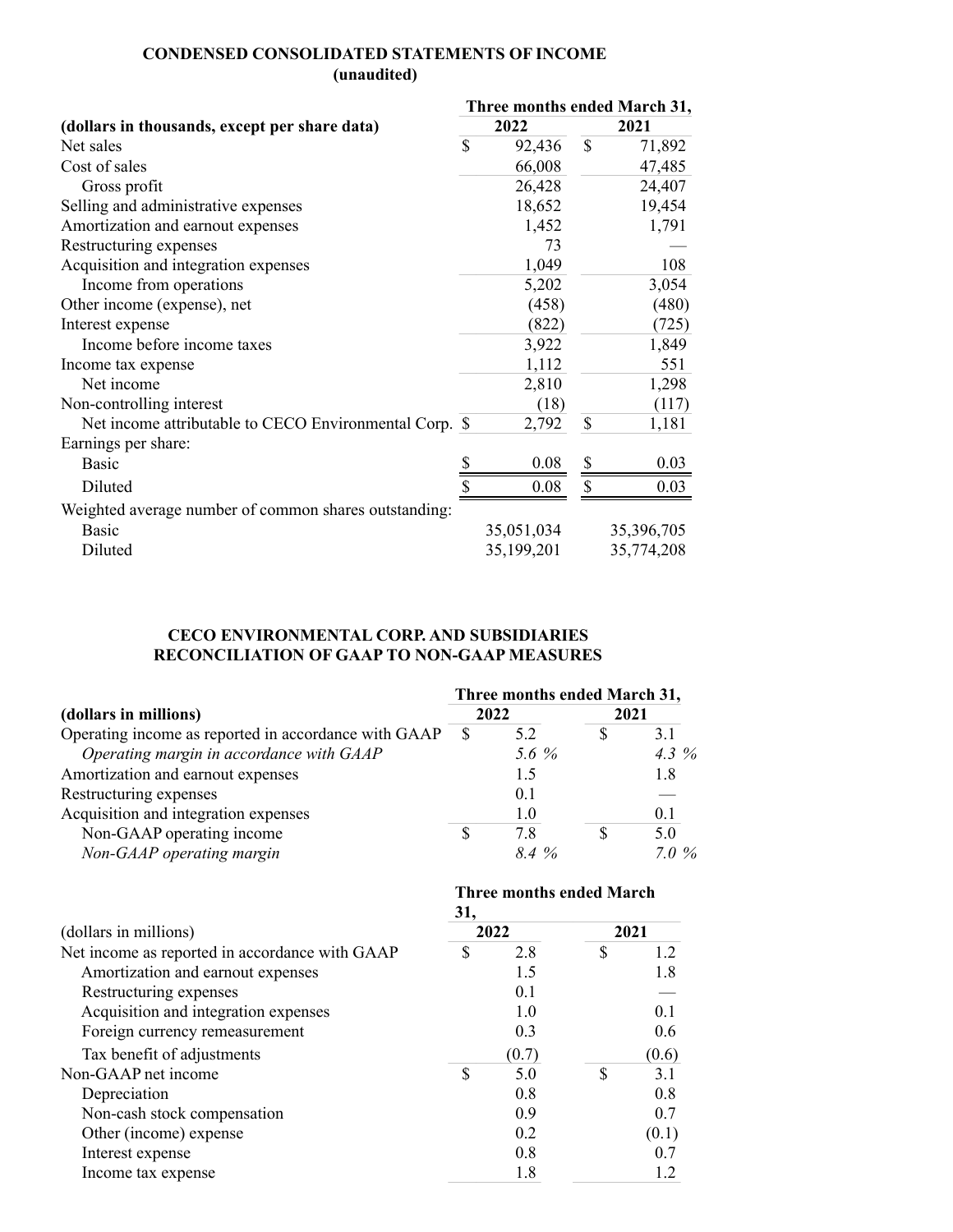**CONDENSED CONSOLIDATED STATEMENTS OF INCOME**
**(unaudited)**

| (dollars in thousands, except per share data) | Three months ended March 31, 2022 | 2021 |
|---|---|---|
| Net sales | $ 92,436 | $ 71,892 |
| Cost of sales | 66,008 | 47,485 |
| Gross profit | 26,428 | 24,407 |
| Selling and administrative expenses | 18,652 | 19,454 |
| Amortization and earnout expenses | 1,452 | 1,791 |
| Restructuring expenses | 73 | — |
| Acquisition and integration expenses | 1,049 | 108 |
| Income from operations | 5,202 | 3,054 |
| Other income (expense), net | (458) | (480) |
| Interest expense | (822) | (725) |
| Income before income taxes | 3,922 | 1,849 |
| Income tax expense | 1,112 | 551 |
| Net income | 2,810 | 1,298 |
| Non-controlling interest | (18) | (117) |
| Net income attributable to CECO Environmental Corp. | $ 2,792 | $ 1,181 |
| Earnings per share: | | |
| Basic | $ 0.08 | $ 0.03 |
| Diluted | $ 0.08 | $ 0.03 |
| Weighted average number of common shares outstanding: | | |
| Basic | 35,051,034 | 35,396,705 |
| Diluted | 35,199,201 | 35,774,208 |

**CECO ENVIRONMENTAL CORP. AND SUBSIDIARIES**
**RECONCILIATION OF GAAP TO NON-GAAP MEASURES**

| (dollars in millions) | Three months ended March 31, 2022 | 2021 |
|---|---|---|
| Operating income as reported in accordance with GAAP | $ 5.2 | $ 3.1 |
| *Operating margin in accordance with GAAP* | *5.6 %* | *4.3 %* |
| Amortization and earnout expenses | 1.5 | 1.8 |
| Restructuring expenses | 0.1 | — |
| Acquisition and integration expenses | 1.0 | 0.1 |
| Non-GAAP operating income | $ 7.8 | $ 5.0 |
| *Non-GAAP operating margin* | *8.4 %* | *7.0 %* |

| (dollars in millions) | Three months ended March 31, 2022 | 2021 |
|---|---|---|
| Net income as reported in accordance with GAAP | $ 2.8 | $ 1.2 |
| Amortization and earnout expenses | 1.5 | 1.8 |
| Restructuring expenses | 0.1 | — |
| Acquisition and integration expenses | 1.0 | 0.1 |
| Foreign currency remeasurement | 0.3 | 0.6 |
| Tax benefit of adjustments | (0.7) | (0.6) |
| Non-GAAP net income | $ 5.0 | $ 3.1 |
| Depreciation | 0.8 | 0.8 |
| Non-cash stock compensation | 0.9 | 0.7 |
| Other (income) expense | 0.2 | (0.1) |
| Interest expense | 0.8 | 0.7 |
| Income tax expense | 1.8 | 1.2 |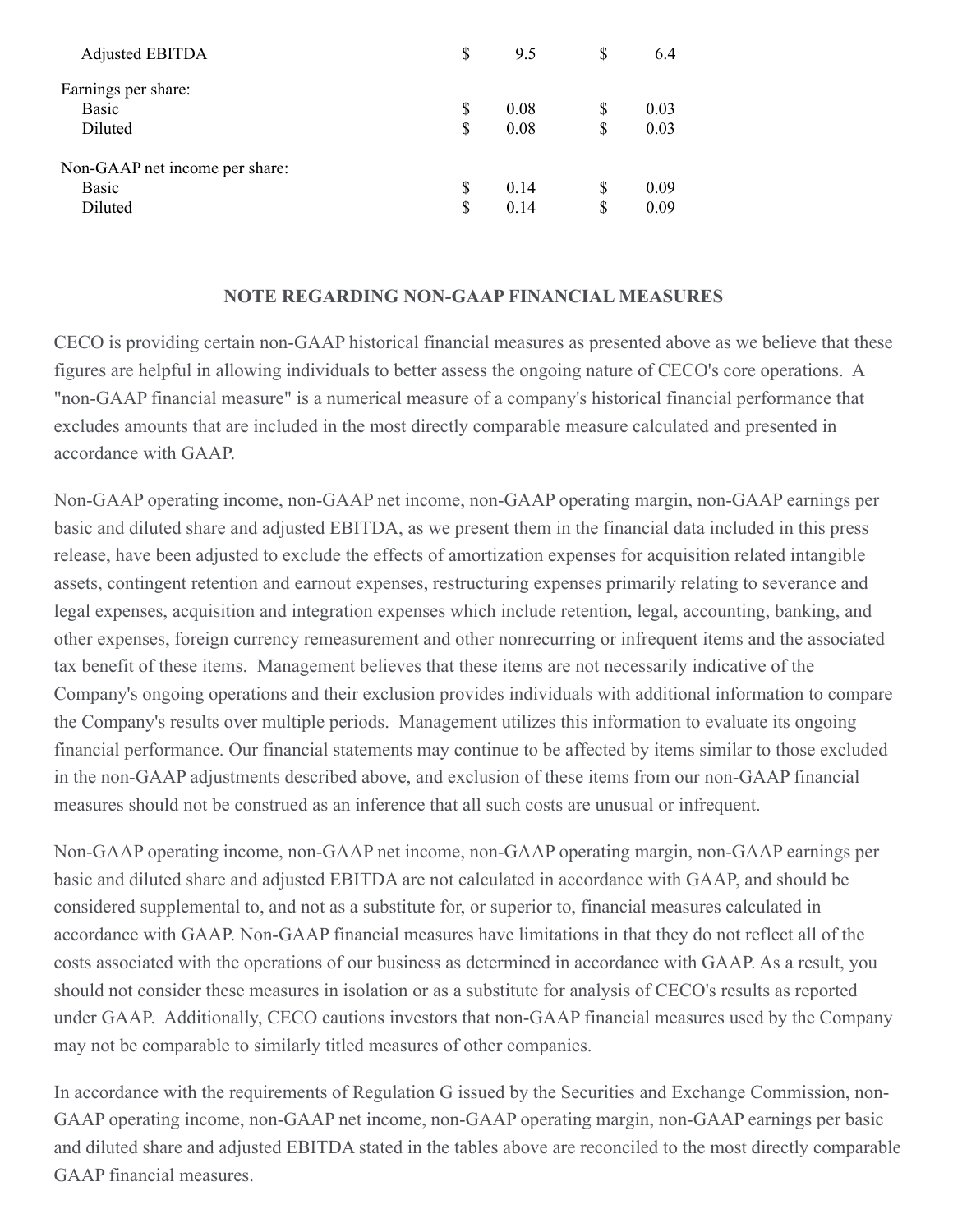| | | | | |
|---|---|---|---|---|
| Adjusted EBITDA | $ | 9.5 | $ | 6.4 |
| | | | | |
| Earnings per share: | | | | |
| Basic | $ | 0.08 | $ | 0.03 |
| Diluted | $ | 0.08 | $ | 0.03 |
| | | | | |
| Non-GAAP net income per share: | | | | |
| Basic | $ | 0.14 | $ | 0.09 |
| Diluted | $ | 0.14 | $ | 0.09 |

## NOTE REGARDING NON-GAAP FINANCIAL MEASURES

CECO is providing certain non-GAAP historical financial measures as presented above as we believe that these figures are helpful in allowing individuals to better assess the ongoing nature of CECO's core operations. A "non-GAAP financial measure" is a numerical measure of a company's historical financial performance that excludes amounts that are included in the most directly comparable measure calculated and presented in accordance with GAAP.

Non-GAAP operating income, non-GAAP net income, non-GAAP operating margin, non-GAAP earnings per basic and diluted share and adjusted EBITDA, as we present them in the financial data included in this press release, have been adjusted to exclude the effects of amortization expenses for acquisition related intangible assets, contingent retention and earnout expenses, restructuring expenses primarily relating to severance and legal expenses, acquisition and integration expenses which include retention, legal, accounting, banking, and other expenses, foreign currency remeasurement and other nonrecurring or infrequent items and the associated tax benefit of these items. Management believes that these items are not necessarily indicative of the Company's ongoing operations and their exclusion provides individuals with additional information to compare the Company's results over multiple periods. Management utilizes this information to evaluate its ongoing financial performance. Our financial statements may continue to be affected by items similar to those excluded in the non-GAAP adjustments described above, and exclusion of these items from our non-GAAP financial measures should not be construed as an inference that all such costs are unusual or infrequent.

Non-GAAP operating income, non-GAAP net income, non-GAAP operating margin, non-GAAP earnings per basic and diluted share and adjusted EBITDA are not calculated in accordance with GAAP, and should be considered supplemental to, and not as a substitute for, or superior to, financial measures calculated in accordance with GAAP. Non-GAAP financial measures have limitations in that they do not reflect all of the costs associated with the operations of our business as determined in accordance with GAAP. As a result, you should not consider these measures in isolation or as a substitute for analysis of CECO's results as reported under GAAP. Additionally, CECO cautions investors that non-GAAP financial measures used by the Company may not be comparable to similarly titled measures of other companies.

In accordance with the requirements of Regulation G issued by the Securities and Exchange Commission, non-GAAP operating income, non-GAAP net income, non-GAAP operating margin, non-GAAP earnings per basic and diluted share and adjusted EBITDA stated in the tables above are reconciled to the most directly comparable GAAP financial measures.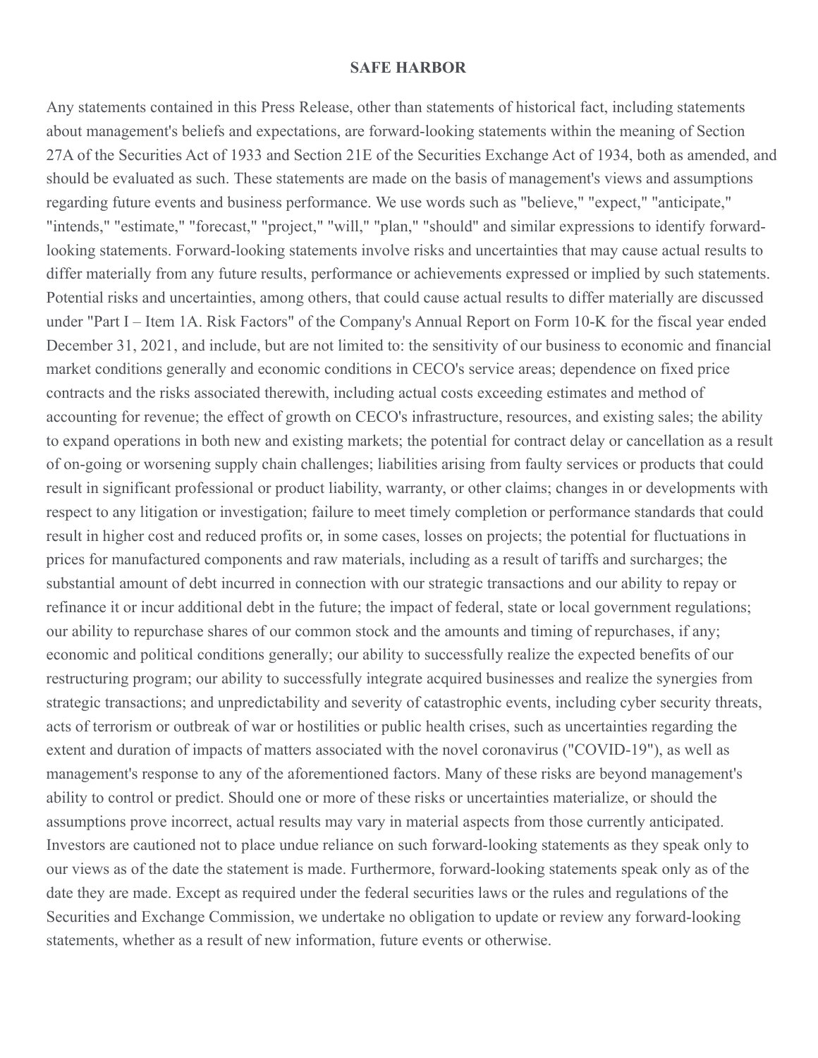## SAFE HARBOR

Any statements contained in this Press Release, other than statements of historical fact, including statements about management's beliefs and expectations, are forward-looking statements within the meaning of Section 27A of the Securities Act of 1933 and Section 21E of the Securities Exchange Act of 1934, both as amended, and should be evaluated as such. These statements are made on the basis of management's views and assumptions regarding future events and business performance. We use words such as "believe," "expect," "anticipate," "intends," "estimate," "forecast," "project," "will," "plan," "should" and similar expressions to identify forward-looking statements. Forward-looking statements involve risks and uncertainties that may cause actual results to differ materially from any future results, performance or achievements expressed or implied by such statements. Potential risks and uncertainties, among others, that could cause actual results to differ materially are discussed under "Part I – Item 1A. Risk Factors" of the Company's Annual Report on Form 10-K for the fiscal year ended December 31, 2021, and include, but are not limited to: the sensitivity of our business to economic and financial market conditions generally and economic conditions in CECO's service areas; dependence on fixed price contracts and the risks associated therewith, including actual costs exceeding estimates and method of accounting for revenue; the effect of growth on CECO's infrastructure, resources, and existing sales; the ability to expand operations in both new and existing markets; the potential for contract delay or cancellation as a result of on-going or worsening supply chain challenges; liabilities arising from faulty services or products that could result in significant professional or product liability, warranty, or other claims; changes in or developments with respect to any litigation or investigation; failure to meet timely completion or performance standards that could result in higher cost and reduced profits or, in some cases, losses on projects; the potential for fluctuations in prices for manufactured components and raw materials, including as a result of tariffs and surcharges; the substantial amount of debt incurred in connection with our strategic transactions and our ability to repay or refinance it or incur additional debt in the future; the impact of federal, state or local government regulations; our ability to repurchase shares of our common stock and the amounts and timing of repurchases, if any; economic and political conditions generally; our ability to successfully realize the expected benefits of our restructuring program; our ability to successfully integrate acquired businesses and realize the synergies from strategic transactions; and unpredictability and severity of catastrophic events, including cyber security threats, acts of terrorism or outbreak of war or hostilities or public health crises, such as uncertainties regarding the extent and duration of impacts of matters associated with the novel coronavirus ("COVID-19"), as well as management's response to any of the aforementioned factors. Many of these risks are beyond management's ability to control or predict. Should one or more of these risks or uncertainties materialize, or should the assumptions prove incorrect, actual results may vary in material aspects from those currently anticipated. Investors are cautioned not to place undue reliance on such forward-looking statements as they speak only to our views as of the date the statement is made. Furthermore, forward-looking statements speak only as of the date they are made. Except as required under the federal securities laws or the rules and regulations of the Securities and Exchange Commission, we undertake no obligation to update or review any forward-looking statements, whether as a result of new information, future events or otherwise.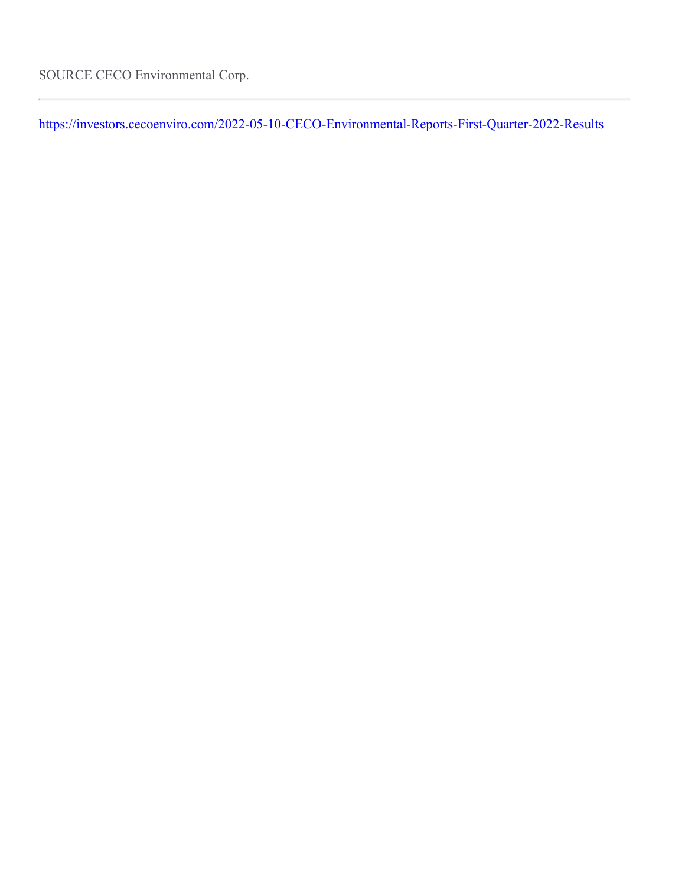SOURCE CECO Environmental Corp.

---

https://investors.cecoenviro.com/2022-05-10-CECO-Environmental-Reports-First-Quarter-2022-Results